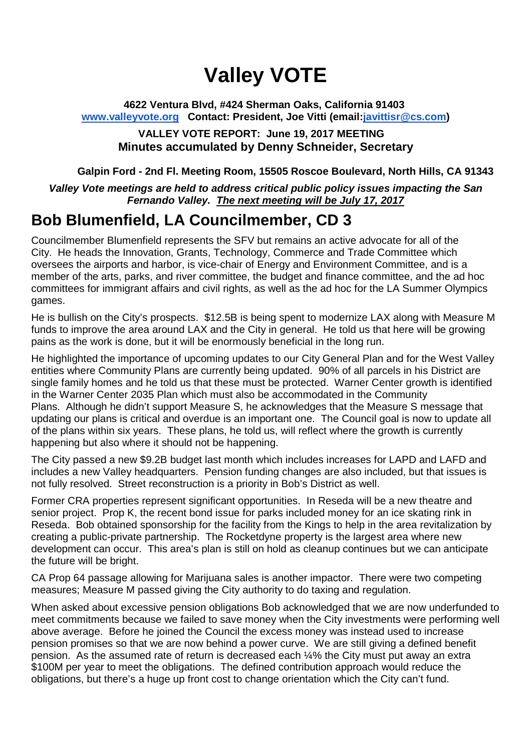# Valley VOTE

**4622 Ventura Blvd, #424 Sherman Oaks, California 91403**
**www.valleyvote.org Contact: President, Joe Vitti (email:javittisr@cs.com)**

**VALLEY VOTE REPORT: June 19, 2017 MEETING**
**Minutes accumulated by Denny Schneider, Secretary**

**Galpin Ford - 2nd Fl. Meeting Room, 15505 Roscoe Boulevard, North Hills, CA 91343**

***Valley Vote meetings are held to address critical public policy issues impacting the San Fernando Valley. The next meeting will be July 17, 2017***

## Bob Blumenfield, LA Councilmember, CD 3

Councilmember Blumenfield represents the SFV but remains an active advocate for all of the City. He heads the Innovation, Grants, Technology, Commerce and Trade Committee which oversees the airports and harbor, is vice-chair of Energy and Environment Committee, and is a member of the arts, parks, and river committee, the budget and finance committee, and the ad hoc committees for immigrant affairs and civil rights, as well as the ad hoc for the LA Summer Olympics games.

He is bullish on the City's prospects. $12.5B is being spent to modernize LAX along with Measure M funds to improve the area around LAX and the City in general. He told us that here will be growing pains as the work is done, but it will be enormously beneficial in the long run.

He highlighted the importance of upcoming updates to our City General Plan and for the West Valley entities where Community Plans are currently being updated. 90% of all parcels in his District are single family homes and he told us that these must be protected. Warner Center growth is identified in the Warner Center 2035 Plan which must also be accommodated in the Community Plans. Although he didn't support Measure S, he acknowledges that the Measure S message that updating our plans is critical and overdue is an important one. The Council goal is now to update all of the plans within six years. These plans, he told us, will reflect where the growth is currently happening but also where it should not be happening.

The City passed a new $9.2B budget last month which includes increases for LAPD and LAFD and includes a new Valley headquarters. Pension funding changes are also included, but that issues is not fully resolved. Street reconstruction is a priority in Bob's District as well.

Former CRA properties represent significant opportunities. In Reseda will be a new theatre and senior project. Prop K, the recent bond issue for parks included money for an ice skating rink in Reseda. Bob obtained sponsorship for the facility from the Kings to help in the area revitalization by creating a public-private partnership. The Rocketdyne property is the largest area where new development can occur. This area's plan is still on hold as cleanup continues but we can anticipate the future will be bright.

CA Prop 64 passage allowing for Marijuana sales is another impactor. There were two competing measures; Measure M passed giving the City authority to do taxing and regulation.

When asked about excessive pension obligations Bob acknowledged that we are now underfunded to meet commitments because we failed to save money when the City investments were performing well above average. Before he joined the Council the excess money was instead used to increase pension promises so that we are now behind a power curve. We are still giving a defined benefit pension. As the assumed rate of return is decreased each ¼% the City must put away an extra $100M per year to meet the obligations. The defined contribution approach would reduce the obligations, but there's a huge up front cost to change orientation which the City can't fund.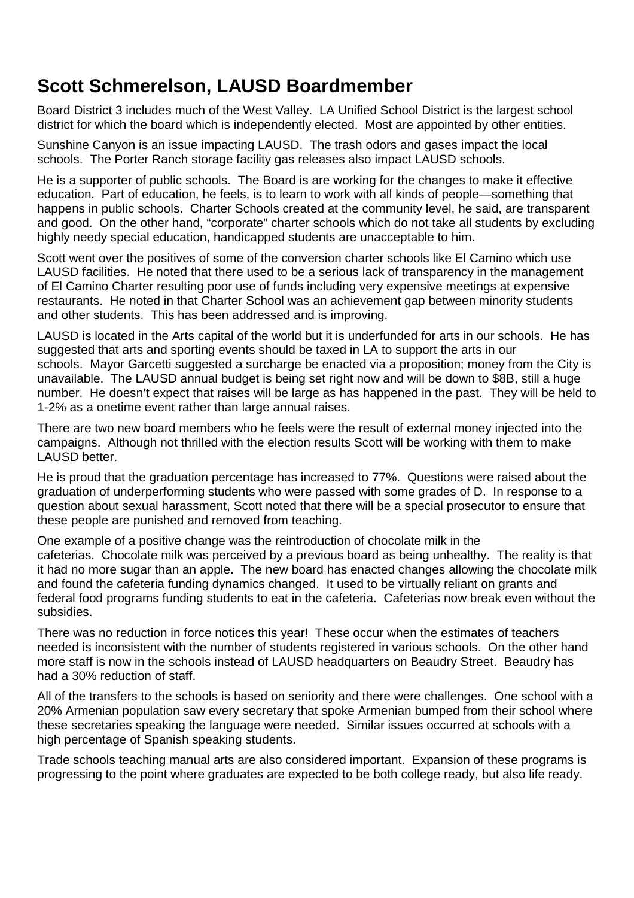## Scott Schmerelson, LAUSD Boardmember

Board District 3 includes much of the West Valley. LA Unified School District is the largest school district for which the board which is independently elected. Most are appointed by other entities.

Sunshine Canyon is an issue impacting LAUSD. The trash odors and gases impact the local schools. The Porter Ranch storage facility gas releases also impact LAUSD schools.

He is a supporter of public schools. The Board is are working for the changes to make it effective education. Part of education, he feels, is to learn to work with all kinds of people—something that happens in public schools. Charter Schools created at the community level, he said, are transparent and good. On the other hand, "corporate" charter schools which do not take all students by excluding highly needy special education, handicapped students are unacceptable to him.

Scott went over the positives of some of the conversion charter schools like El Camino which use LAUSD facilities. He noted that there used to be a serious lack of transparency in the management of El Camino Charter resulting poor use of funds including very expensive meetings at expensive restaurants. He noted in that Charter School was an achievement gap between minority students and other students. This has been addressed and is improving.

LAUSD is located in the Arts capital of the world but it is underfunded for arts in our schools. He has suggested that arts and sporting events should be taxed in LA to support the arts in our schools. Mayor Garcetti suggested a surcharge be enacted via a proposition; money from the City is unavailable. The LAUSD annual budget is being set right now and will be down to $8B, still a huge number. He doesn't expect that raises will be large as has happened in the past. They will be held to 1-2% as a onetime event rather than large annual raises.

There are two new board members who he feels were the result of external money injected into the campaigns. Although not thrilled with the election results Scott will be working with them to make LAUSD better.

He is proud that the graduation percentage has increased to 77%. Questions were raised about the graduation of underperforming students who were passed with some grades of D. In response to a question about sexual harassment, Scott noted that there will be a special prosecutor to ensure that these people are punished and removed from teaching.

One example of a positive change was the reintroduction of chocolate milk in the cafeterias. Chocolate milk was perceived by a previous board as being unhealthy. The reality is that it had no more sugar than an apple. The new board has enacted changes allowing the chocolate milk and found the cafeteria funding dynamics changed. It used to be virtually reliant on grants and federal food programs funding students to eat in the cafeteria. Cafeterias now break even without the subsidies.

There was no reduction in force notices this year! These occur when the estimates of teachers needed is inconsistent with the number of students registered in various schools. On the other hand more staff is now in the schools instead of LAUSD headquarters on Beaudry Street. Beaudry has had a 30% reduction of staff.

All of the transfers to the schools is based on seniority and there were challenges. One school with a 20% Armenian population saw every secretary that spoke Armenian bumped from their school where these secretaries speaking the language were needed. Similar issues occurred at schools with a high percentage of Spanish speaking students.

Trade schools teaching manual arts are also considered important. Expansion of these programs is progressing to the point where graduates are expected to be both college ready, but also life ready.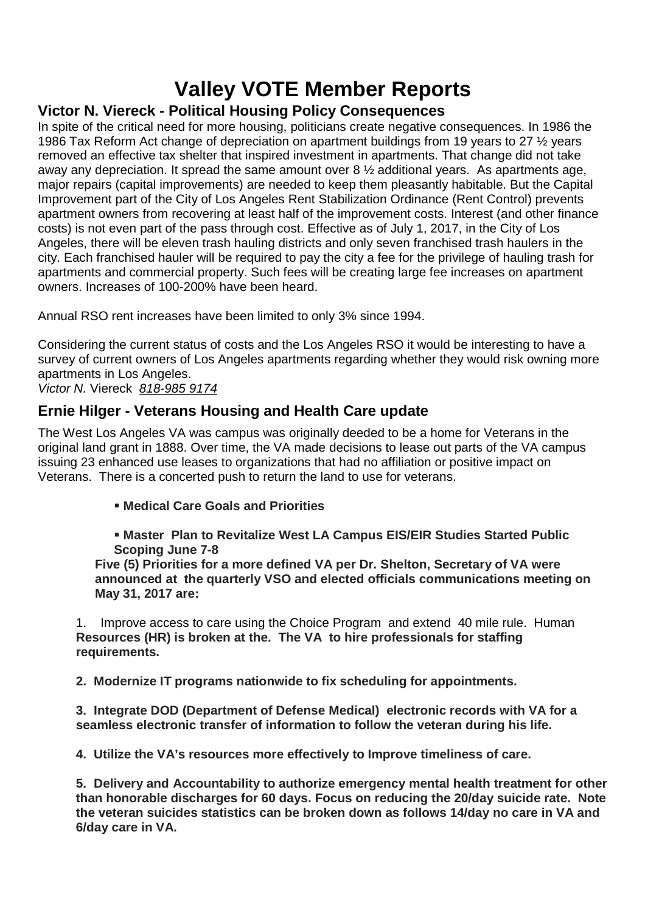# Valley VOTE Member Reports

## Victor N. Viereck - Political Housing Policy Consequences

In spite of the critical need for more housing, politicians create negative consequences. In 1986 the 1986 Tax Reform Act change of depreciation on apartment buildings from 19 years to 27 ½ years removed an effective tax shelter that inspired investment in apartments. That change did not take away any depreciation. It spread the same amount over 8 ½ additional years. As apartments age, major repairs (capital improvements) are needed to keep them pleasantly habitable. But the Capital Improvement part of the City of Los Angeles Rent Stabilization Ordinance (Rent Control) prevents apartment owners from recovering at least half of the improvement costs. Interest (and other finance costs) is not even part of the pass through cost. Effective as of July 1, 2017, in the City of Los Angeles, there will be eleven trash hauling districts and only seven franchised trash haulers in the city. Each franchised hauler will be required to pay the city a fee for the privilege of hauling trash for apartments and commercial property. Such fees will be creating large fee increases on apartment owners. Increases of 100-200% have been heard.

Annual RSO rent increases have been limited to only 3% since 1994.

Considering the current status of costs and the Los Angeles RSO it would be interesting to have a survey of current owners of Los Angeles apartments regarding whether they would risk owning more apartments in Los Angeles.
*Victor N.* Viereck *818-985 9174*

## Ernie Hilger - Veterans Housing and Health Care update

The West Los Angeles VA was campus was originally deeded to be a home for Veterans in the original land grant in 1888. Over time, the VA made decisions to lease out parts of the VA campus issuing 23 enhanced use leases to organizations that had no affiliation or positive impact on Veterans. There is a concerted push to return the land to use for veterans.

- **Medical Care Goals and Priorities**
- **Master Plan to Revitalize West LA Campus EIS/EIR Studies Started Public Scoping June 7-8**

**Five (5) Priorities for a more defined VA per Dr. Shelton, Secretary of VA were announced at the quarterly VSO and elected officials communications meeting on May 31, 2017 are:**

1. Improve access to care using the Choice Program and extend 40 mile rule. Human **Resources (HR) is broken at the. The VA to hire professionals for staffing requirements.**

**2. Modernize IT programs nationwide to fix scheduling for appointments.**

**3. Integrate DOD (Department of Defense Medical) electronic records with VA for a seamless electronic transfer of information to follow the veteran during his life.**

**4. Utilize the VA's resources more effectively to Improve timeliness of care.**

**5. Delivery and Accountability to authorize emergency mental health treatment for other than honorable discharges for 60 days. Focus on reducing the 20/day suicide rate. Note the veteran suicides statistics can be broken down as follows 14/day no care in VA and 6/day care in VA.**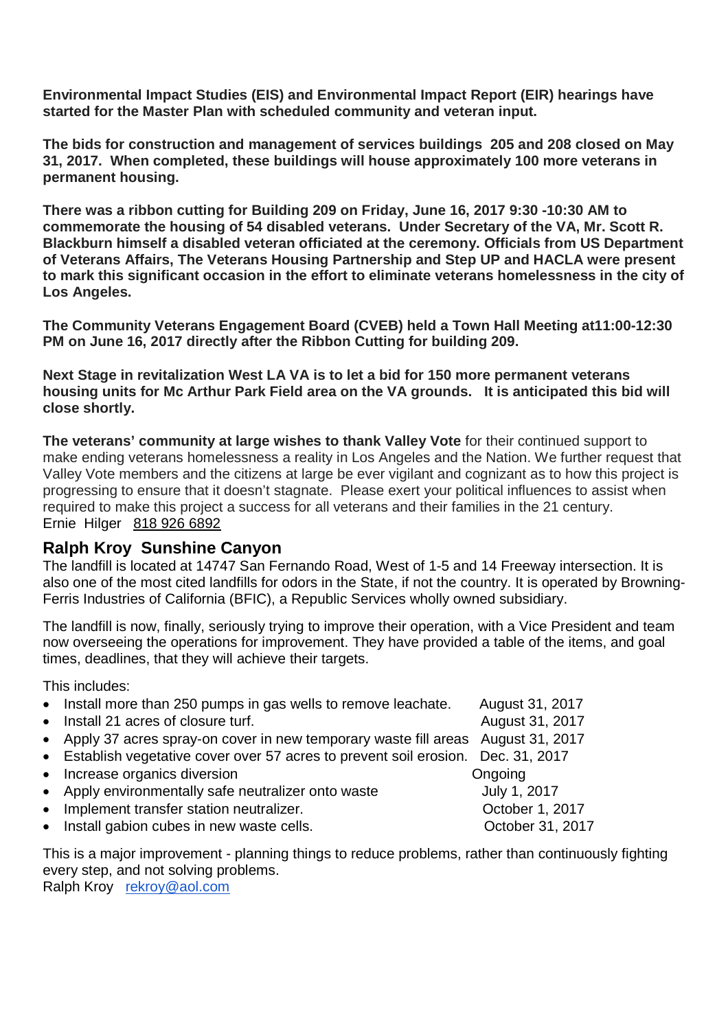**Environmental Impact Studies (EIS) and Environmental Impact Report (EIR) hearings have started for the Master Plan with scheduled community and veteran input.**

**The bids for construction and management of services buildings 205 and 208 closed on May 31, 2017. When completed, these buildings will house approximately 100 more veterans in permanent housing.**

**There was a ribbon cutting for Building 209 on Friday, June 16, 2017 9:30 -10:30 AM to commemorate the housing of 54 disabled veterans. Under Secretary of the VA, Mr. Scott R. Blackburn himself a disabled veteran officiated at the ceremony. Officials from US Department of Veterans Affairs, The Veterans Housing Partnership and Step UP and HACLA were present to mark this significant occasion in the effort to eliminate veterans homelessness in the city of Los Angeles.**

**The Community Veterans Engagement Board (CVEB) held a Town Hall Meeting at11:00-12:30 PM on June 16, 2017 directly after the Ribbon Cutting for building 209.**

**Next Stage in revitalization West LA VA is to let a bid for 150 more permanent veterans housing units for Mc Arthur Park Field area on the VA grounds. It is anticipated this bid will close shortly.**

**The veterans' community at large wishes to thank Valley Vote** for their continued support to make ending veterans homelessness a reality in Los Angeles and the Nation. We further request that Valley Vote members and the citizens at large be ever vigilant and cognizant as to how this project is progressing to ensure that it doesn't stagnate. Please exert your political influences to assist when required to make this project a success for all veterans and their families in the 21 century.
Ernie Hilger 818 926 6892

## Ralph Kroy Sunshine Canyon

The landfill is located at 14747 San Fernando Road, West of 1-5 and 14 Freeway intersection. It is also one of the most cited landfills for odors in the State, if not the country. It is operated by Browning-Ferris Industries of California (BFIC), a Republic Services wholly owned subsidiary.

The landfill is now, finally, seriously trying to improve their operation, with a Vice President and team now overseeing the operations for improvement. They have provided a table of the items, and goal times, deadlines, that they will achieve their targets.

This includes:

- Install more than 250 pumps in gas wells to remove leachate. August 31, 2017
- Install 21 acres of closure turf. August 31, 2017
- Apply 37 acres spray-on cover in new temporary waste fill areas August 31, 2017
- Establish vegetative cover over 57 acres to prevent soil erosion. Dec. 31, 2017
- Increase organics diversion Ongoing
- Apply environmentally safe neutralizer onto waste July 1, 2017
- Implement transfer station neutralizer. October 1, 2017
- Install gabion cubes in new waste cells. October 31, 2017

This is a major improvement - planning things to reduce problems, rather than continuously fighting every step, and not solving problems.
Ralph Kroy rekroy@aol.com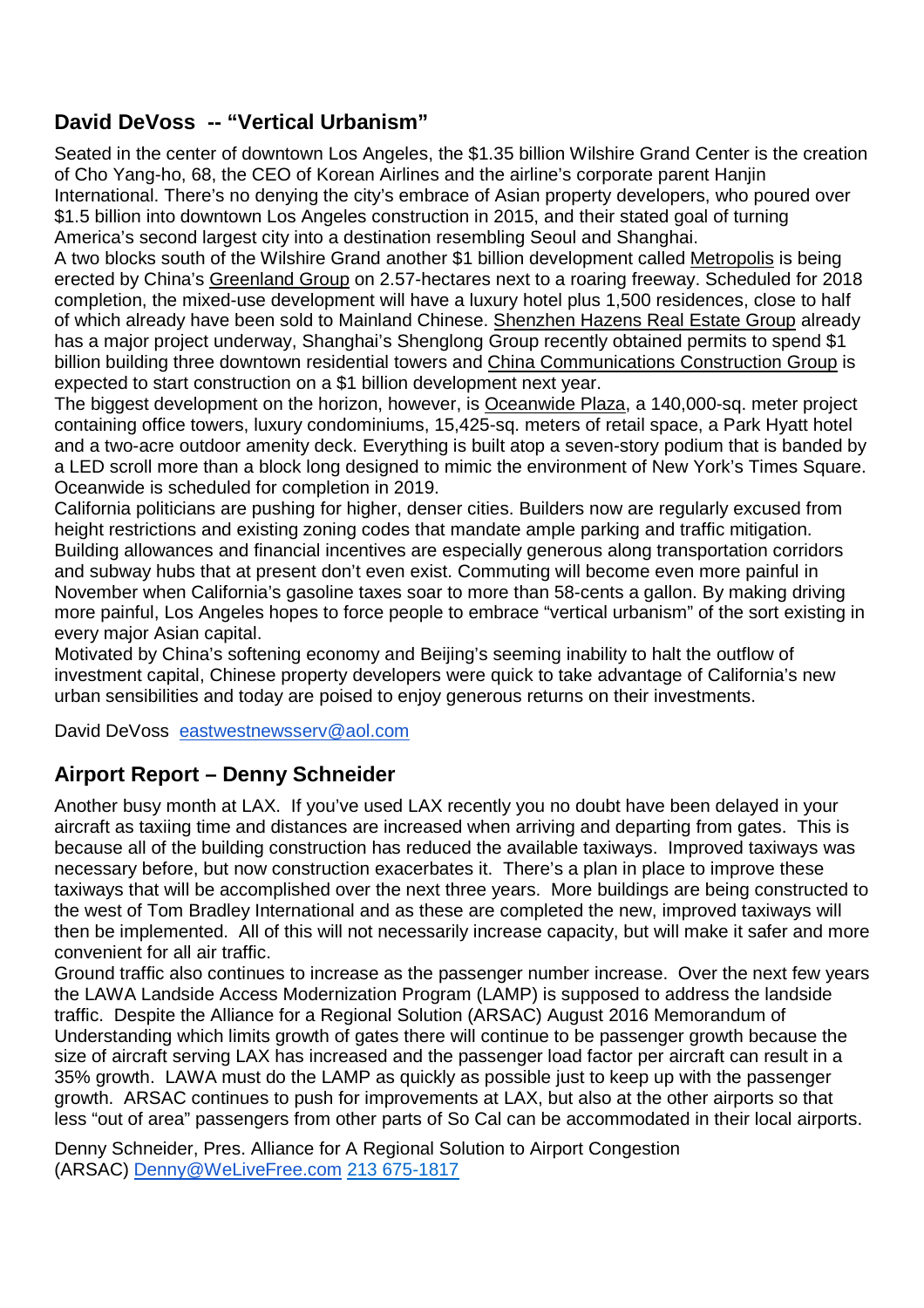## David DeVoss -- "Vertical Urbanism"

Seated in the center of downtown Los Angeles, the $1.35 billion Wilshire Grand Center is the creation of Cho Yang-ho, 68, the CEO of Korean Airlines and the airline's corporate parent Hanjin International. There's no denying the city's embrace of Asian property developers, who poured over $1.5 billion into downtown Los Angeles construction in 2015, and their stated goal of turning America's second largest city into a destination resembling Seoul and Shanghai.

A two blocks south of the Wilshire Grand another $1 billion development called Metropolis is being erected by China's Greenland Group on 2.57-hectares next to a roaring freeway. Scheduled for 2018 completion, the mixed-use development will have a luxury hotel plus 1,500 residences, close to half of which already have been sold to Mainland Chinese. Shenzhen Hazens Real Estate Group already has a major project underway, Shanghai's Shenglong Group recently obtained permits to spend $1 billion building three downtown residential towers and China Communications Construction Group is expected to start construction on a $1 billion development next year.

The biggest development on the horizon, however, is Oceanwide Plaza, a 140,000-sq. meter project containing office towers, luxury condominiums, 15,425-sq. meters of retail space, a Park Hyatt hotel and a two-acre outdoor amenity deck. Everything is built atop a seven-story podium that is banded by a LED scroll more than a block long designed to mimic the environment of New York's Times Square. Oceanwide is scheduled for completion in 2019.

California politicians are pushing for higher, denser cities. Builders now are regularly excused from height restrictions and existing zoning codes that mandate ample parking and traffic mitigation. Building allowances and financial incentives are especially generous along transportation corridors and subway hubs that at present don't even exist. Commuting will become even more painful in November when California's gasoline taxes soar to more than 58-cents a gallon. By making driving more painful, Los Angeles hopes to force people to embrace "vertical urbanism" of the sort existing in every major Asian capital.

Motivated by China's softening economy and Beijing's seeming inability to halt the outflow of investment capital, Chinese property developers were quick to take advantage of California's new urban sensibilities and today are poised to enjoy generous returns on their investments.

David DeVoss eastwestnewsserv@aol.com

## Airport Report – Denny Schneider

Another busy month at LAX. If you've used LAX recently you no doubt have been delayed in your aircraft as taxiing time and distances are increased when arriving and departing from gates. This is because all of the building construction has reduced the available taxiways. Improved taxiways was necessary before, but now construction exacerbates it. There's a plan in place to improve these taxiways that will be accomplished over the next three years. More buildings are being constructed to the west of Tom Bradley International and as these are completed the new, improved taxiways will then be implemented. All of this will not necessarily increase capacity, but will make it safer and more convenient for all air traffic.

Ground traffic also continues to increase as the passenger number increase. Over the next few years the LAWA Landside Access Modernization Program (LAMP) is supposed to address the landside traffic. Despite the Alliance for a Regional Solution (ARSAC) August 2016 Memorandum of Understanding which limits growth of gates there will continue to be passenger growth because the size of aircraft serving LAX has increased and the passenger load factor per aircraft can result in a 35% growth. LAWA must do the LAMP as quickly as possible just to keep up with the passenger growth. ARSAC continues to push for improvements at LAX, but also at the other airports so that less "out of area" passengers from other parts of So Cal can be accommodated in their local airports.

Denny Schneider, Pres. Alliance for A Regional Solution to Airport Congestion (ARSAC) Denny@WeLiveFree.com 213 675-1817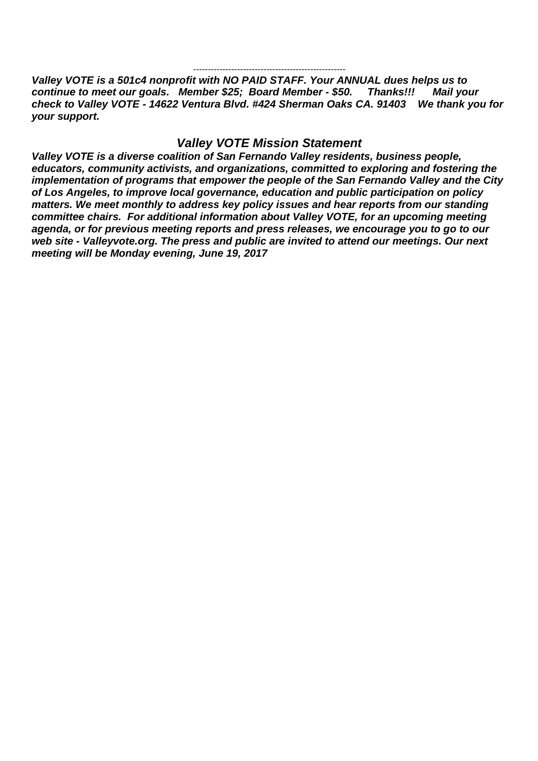-----------------------------------------------------

***Valley VOTE is a 501c4 nonprofit with NO PAID STAFF. Your ANNUAL dues helps us to continue to meet our goals. Member $25; Board Member - $50. Thanks!!! Mail your check to Valley VOTE - 14622 Ventura Blvd. #424 Sherman Oaks CA. 91403 We thank you for your support.***

## *Valley VOTE Mission Statement*

***Valley VOTE is a diverse coalition of San Fernando Valley residents, business people, educators, community activists, and organizations, committed to exploring and fostering the implementation of programs that empower the people of the San Fernando Valley and the City of Los Angeles, to improve local governance, education and public participation on policy matters. We meet monthly to address key policy issues and hear reports from our standing committee chairs. For additional information about Valley VOTE, for an upcoming meeting agenda, or for previous meeting reports and press releases, we encourage you to go to our web site - Valleyvote.org. The press and public are invited to attend our meetings. Our next meeting will be Monday evening, June 19, 2017***